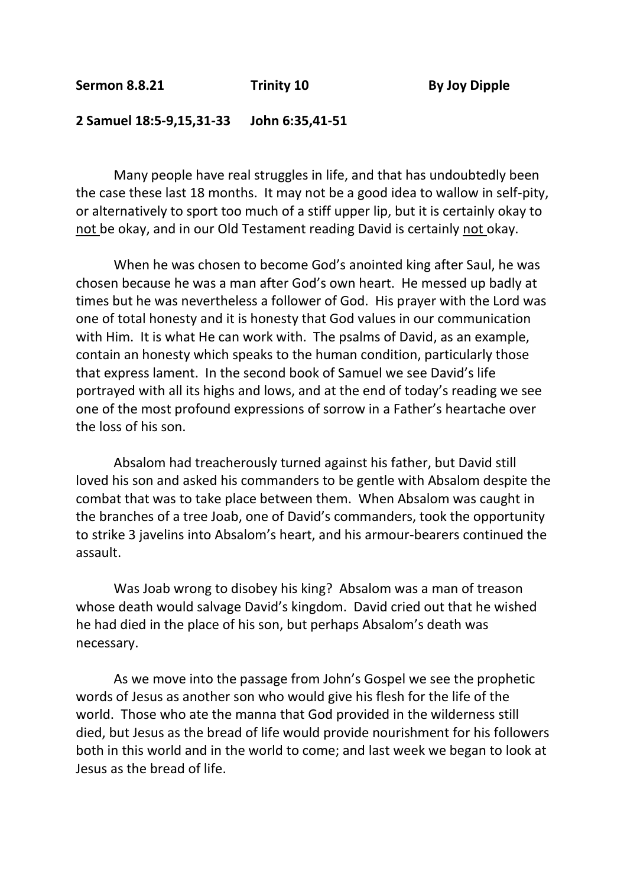**Sermon 8.8.21** **Trinity 10** **By Joy Dipple**

**2 Samuel 18:5-9,15,31-33 John 6:35,41-51**

Many people have real struggles in life, and that has undoubtedly been the case these last 18 months. It may not be a good idea to wallow in self-pity, or alternatively to sport too much of a stiff upper lip, but it is certainly okay to <u>not</u> be okay, and in our Old Testament reading David is certainly <u>not</u> okay.

When he was chosen to become God's anointed king after Saul, he was chosen because he was a man after God's own heart. He messed up badly at times but he was nevertheless a follower of God. His prayer with the Lord was one of total honesty and it is honesty that God values in our communication with Him. It is what He can work with. The psalms of David, as an example, contain an honesty which speaks to the human condition, particularly those that express lament. In the second book of Samuel we see David's life portrayed with all its highs and lows, and at the end of today's reading we see one of the most profound expressions of sorrow in a Father's heartache over the loss of his son.

Absalom had treacherously turned against his father, but David still loved his son and asked his commanders to be gentle with Absalom despite the combat that was to take place between them. When Absalom was caught in the branches of a tree Joab, one of David's commanders, took the opportunity to strike 3 javelins into Absalom's heart, and his armour-bearers continued the assault.

Was Joab wrong to disobey his king? Absalom was a man of treason whose death would salvage David's kingdom. David cried out that he wished he had died in the place of his son, but perhaps Absalom's death was necessary.

As we move into the passage from John's Gospel we see the prophetic words of Jesus as another son who would give his flesh for the life of the world. Those who ate the manna that God provided in the wilderness still died, but Jesus as the bread of life would provide nourishment for his followers both in this world and in the world to come; and last week we began to look at Jesus as the bread of life.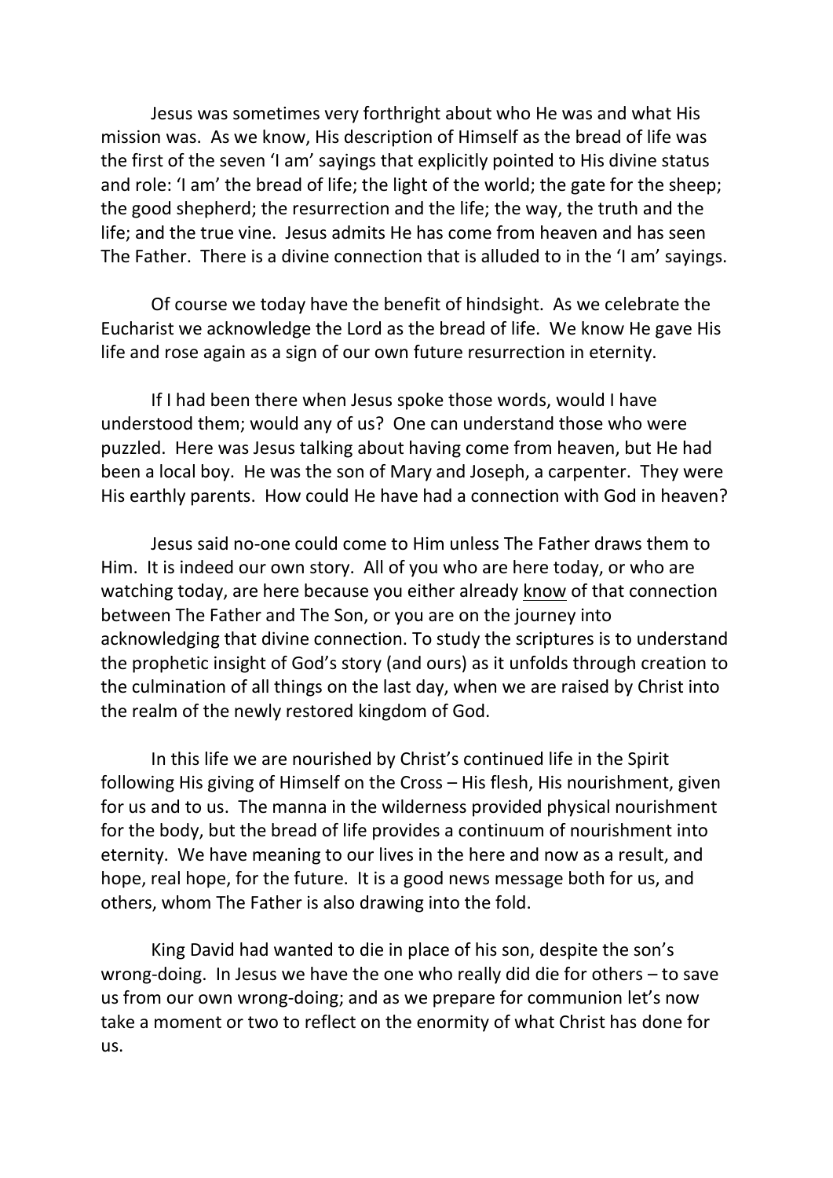Jesus was sometimes very forthright about who He was and what His mission was. As we know, His description of Himself as the bread of life was the first of the seven 'I am' sayings that explicitly pointed to His divine status and role: 'I am' the bread of life; the light of the world; the gate for the sheep; the good shepherd; the resurrection and the life; the way, the truth and the life; and the true vine. Jesus admits He has come from heaven and has seen The Father. There is a divine connection that is alluded to in the 'I am' sayings.

Of course we today have the benefit of hindsight. As we celebrate the Eucharist we acknowledge the Lord as the bread of life. We know He gave His life and rose again as a sign of our own future resurrection in eternity.

If I had been there when Jesus spoke those words, would I have understood them; would any of us? One can understand those who were puzzled. Here was Jesus talking about having come from heaven, but He had been a local boy. He was the son of Mary and Joseph, a carpenter. They were His earthly parents. How could He have had a connection with God in heaven?

Jesus said no-one could come to Him unless The Father draws them to Him. It is indeed our own story. All of you who are here today, or who are watching today, are here because you either already <u>know</u> of that connection between The Father and The Son, or you are on the journey into acknowledging that divine connection. To study the scriptures is to understand the prophetic insight of God's story (and ours) as it unfolds through creation to the culmination of all things on the last day, when we are raised by Christ into the realm of the newly restored kingdom of God.

In this life we are nourished by Christ's continued life in the Spirit following His giving of Himself on the Cross – His flesh, His nourishment, given for us and to us. The manna in the wilderness provided physical nourishment for the body, but the bread of life provides a continuum of nourishment into eternity. We have meaning to our lives in the here and now as a result, and hope, real hope, for the future. It is a good news message both for us, and others, whom The Father is also drawing into the fold.

King David had wanted to die in place of his son, despite the son's wrong-doing. In Jesus we have the one who really did die for others – to save us from our own wrong-doing; and as we prepare for communion let's now take a moment or two to reflect on the enormity of what Christ has done for us.